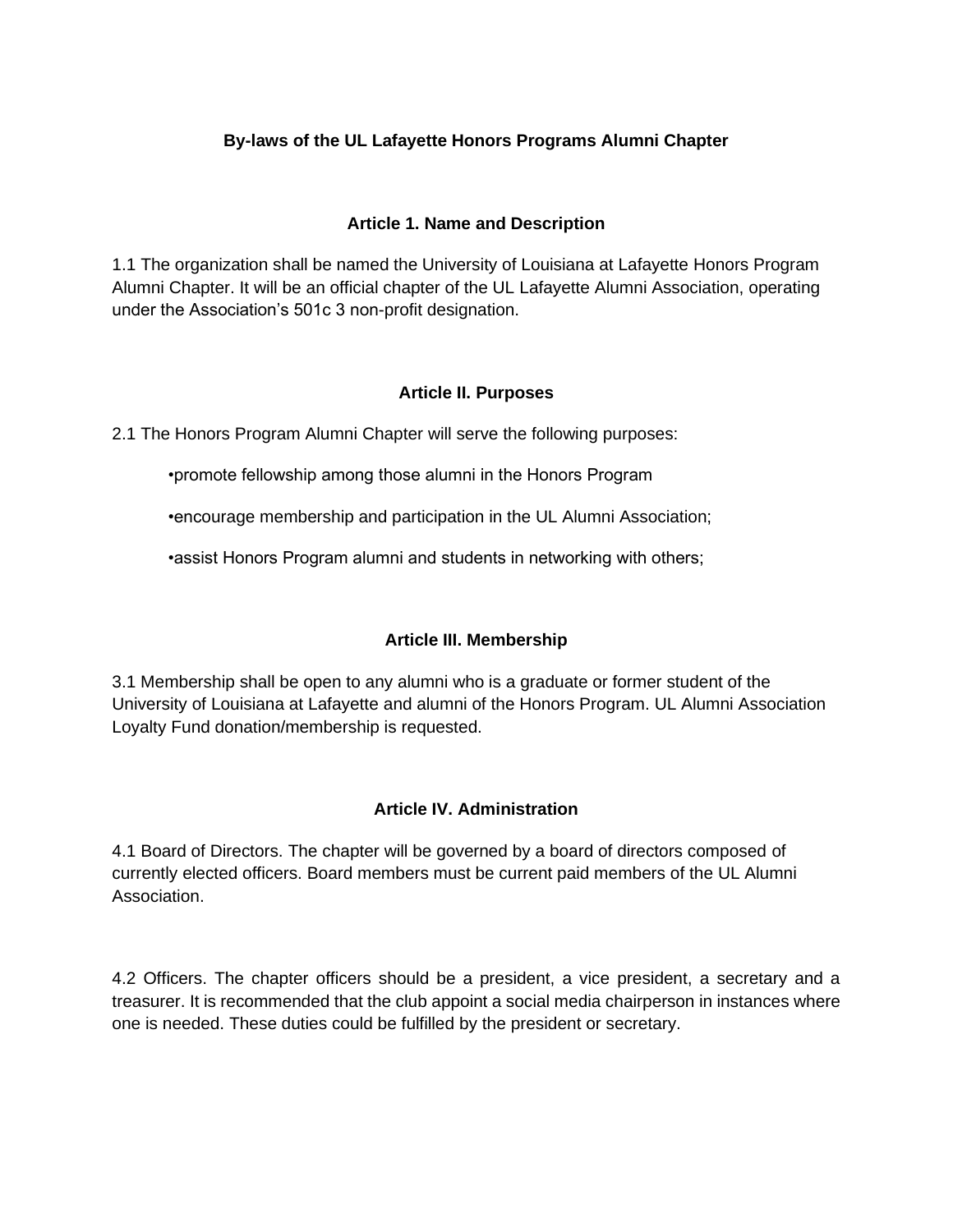# By-laws of the UL Lafayette Honors Programs Alumni Chapter

## Article 1. Name and Description

1.1 The organization shall be named the University of Louisiana at Lafayette Honors Program Alumni Chapter. It will be an official chapter of the UL Lafayette Alumni Association, operating under the Association's 501c 3 non-profit designation.

## Article II. Purposes

2.1 The Honors Program Alumni Chapter will serve the following purposes:

- promote fellowship among those alumni in the Honors Program
- encourage membership and participation in the UL Alumni Association;
- assist Honors Program alumni and students in networking with others;

## Article III. Membership

3.1 Membership shall be open to any alumni who is a graduate or former student of the University of Louisiana at Lafayette and alumni of the Honors Program. UL Alumni Association Loyalty Fund donation/membership is requested.

## Article IV. Administration

4.1 Board of Directors. The chapter will be governed by a board of directors composed of currently elected officers. Board members must be current paid members of the UL Alumni Association.

4.2 Officers. The chapter officers should be a president, a vice president, a secretary and a treasurer. It is recommended that the club appoint a social media chairperson in instances where one is needed. These duties could be fulfilled by the president or secretary.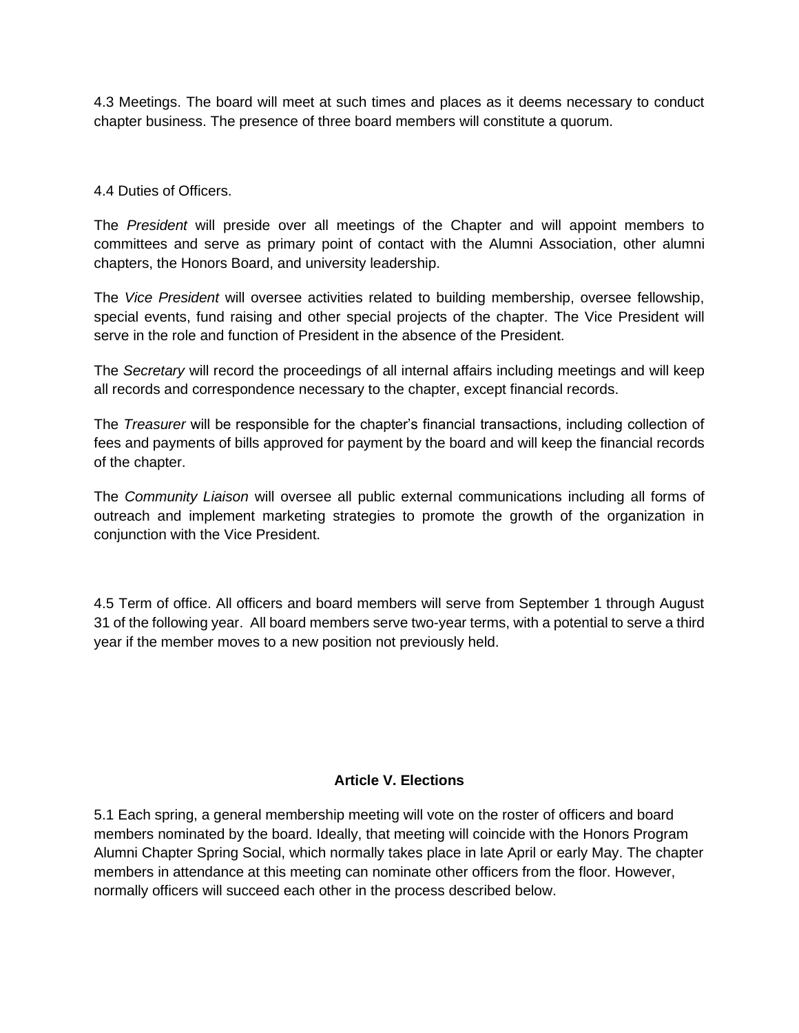4.3 Meetings. The board will meet at such times and places as it deems necessary to conduct chapter business. The presence of three board members will constitute a quorum.

4.4 Duties of Officers.

The *President* will preside over all meetings of the Chapter and will appoint members to committees and serve as primary point of contact with the Alumni Association, other alumni chapters, the Honors Board, and university leadership.

The *Vice President* will oversee activities related to building membership, oversee fellowship, special events, fund raising and other special projects of the chapter. The Vice President will serve in the role and function of President in the absence of the President.

The *Secretary* will record the proceedings of all internal affairs including meetings and will keep all records and correspondence necessary to the chapter, except financial records.

The *Treasurer* will be responsible for the chapter's financial transactions, including collection of fees and payments of bills approved for payment by the board and will keep the financial records of the chapter.

The *Community Liaison* will oversee all public external communications including all forms of outreach and implement marketing strategies to promote the growth of the organization in conjunction with the Vice President.

4.5 Term of office. All officers and board members will serve from September 1 through August 31 of the following year. All board members serve two-year terms, with a potential to serve a third year if the member moves to a new position not previously held.

## Article V. Elections

5.1 Each spring, a general membership meeting will vote on the roster of officers and board members nominated by the board. Ideally, that meeting will coincide with the Honors Program Alumni Chapter Spring Social, which normally takes place in late April or early May. The chapter members in attendance at this meeting can nominate other officers from the floor. However, normally officers will succeed each other in the process described below.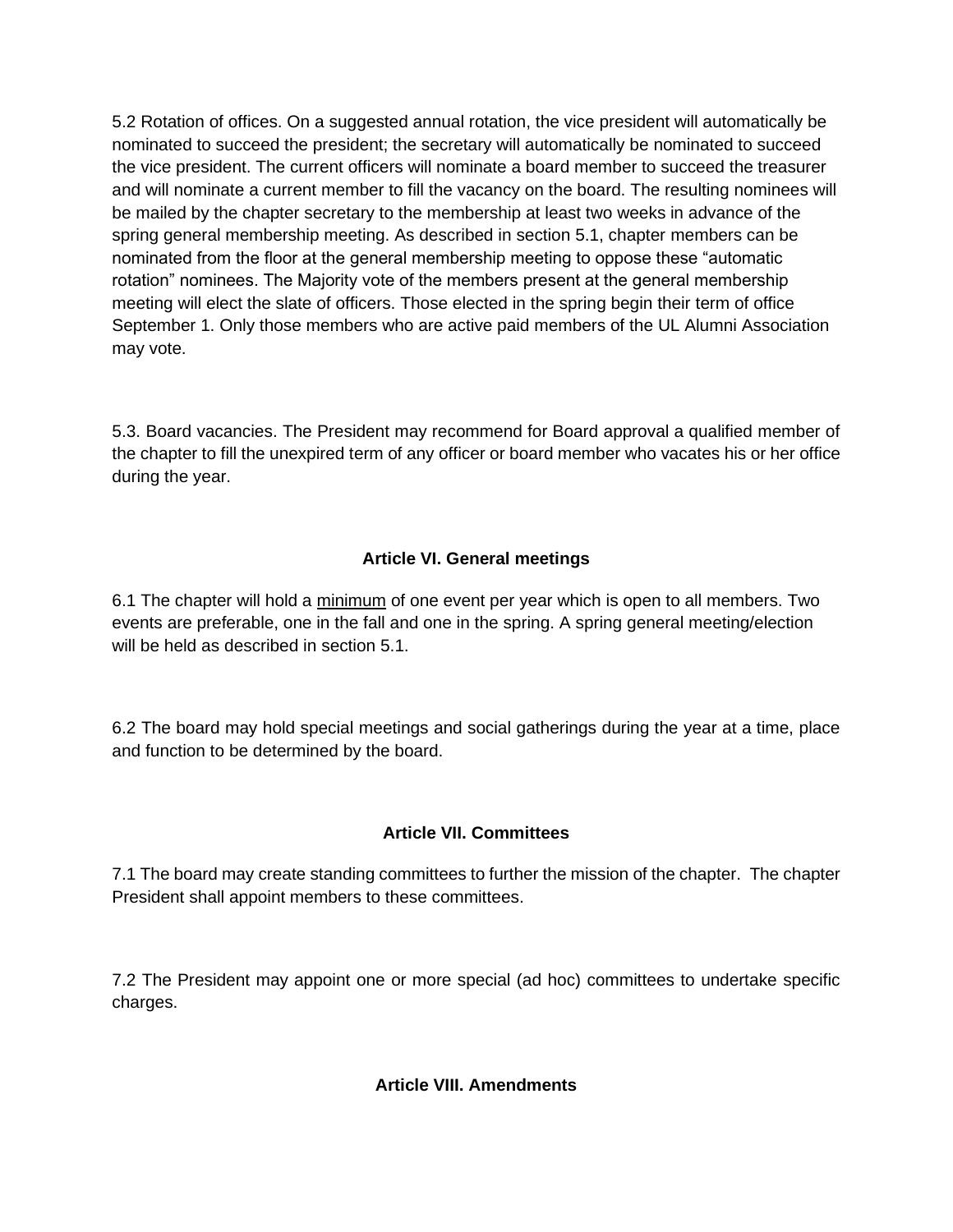5.2 Rotation of offices. On a suggested annual rotation, the vice president will automatically be nominated to succeed the president; the secretary will automatically be nominated to succeed the vice president. The current officers will nominate a board member to succeed the treasurer and will nominate a current member to fill the vacancy on the board. The resulting nominees will be mailed by the chapter secretary to the membership at least two weeks in advance of the spring general membership meeting. As described in section 5.1, chapter members can be nominated from the floor at the general membership meeting to oppose these "automatic rotation" nominees. The Majority vote of the members present at the general membership meeting will elect the slate of officers. Those elected in the spring begin their term of office September 1. Only those members who are active paid members of the UL Alumni Association may vote.

5.3. Board vacancies. The President may recommend for Board approval a qualified member of the chapter to fill the unexpired term of any officer or board member who vacates his or her office during the year.

## Article VI. General meetings

6.1 The chapter will hold a <u>minimum</u> of one event per year which is open to all members. Two events are preferable, one in the fall and one in the spring. A spring general meeting/election will be held as described in section 5.1.

6.2 The board may hold special meetings and social gatherings during the year at a time, place and function to be determined by the board.

## Article VII. Committees

7.1 The board may create standing committees to further the mission of the chapter. The chapter President shall appoint members to these committees.

7.2 The President may appoint one or more special (ad hoc) committees to undertake specific charges.

## Article VIII. Amendments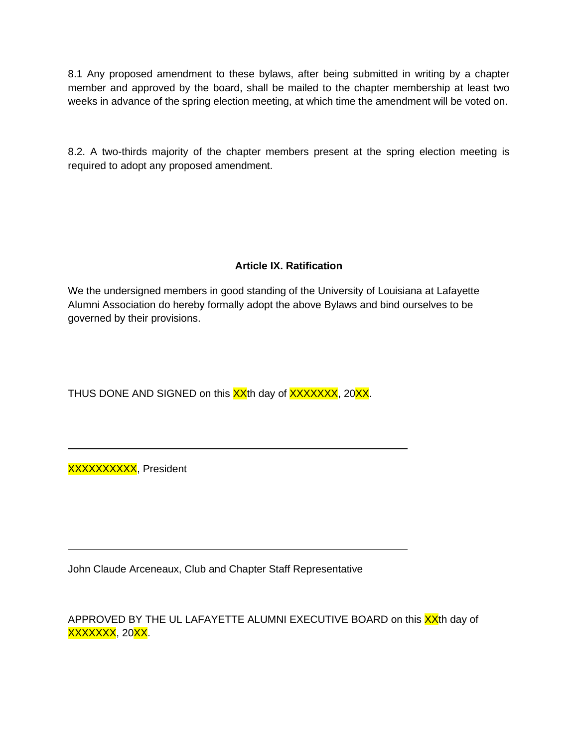8.1 Any proposed amendment to these bylaws, after being submitted in writing by a chapter member and approved by the board, shall be mailed to the chapter membership at least two weeks in advance of the spring election meeting, at which time the amendment will be voted on.

8.2. A two-thirds majority of the chapter members present at the spring election meeting is required to adopt any proposed amendment.

### Article IX. Ratification

We the undersigned members in good standing of the University of Louisiana at Lafayette Alumni Association do hereby formally adopt the above Bylaws and bind ourselves to be governed by their provisions.

THUS DONE AND SIGNED on this XXth day of XXXXXXX, 20XX.

______________________________________________

XXXXXXXXXX, President

______________________________________________

John Claude Arceneaux, Club and Chapter Staff Representative

APPROVED BY THE UL LAFAYETTE ALUMNI EXECUTIVE BOARD on this XXth day of XXXXXXX, 20XX.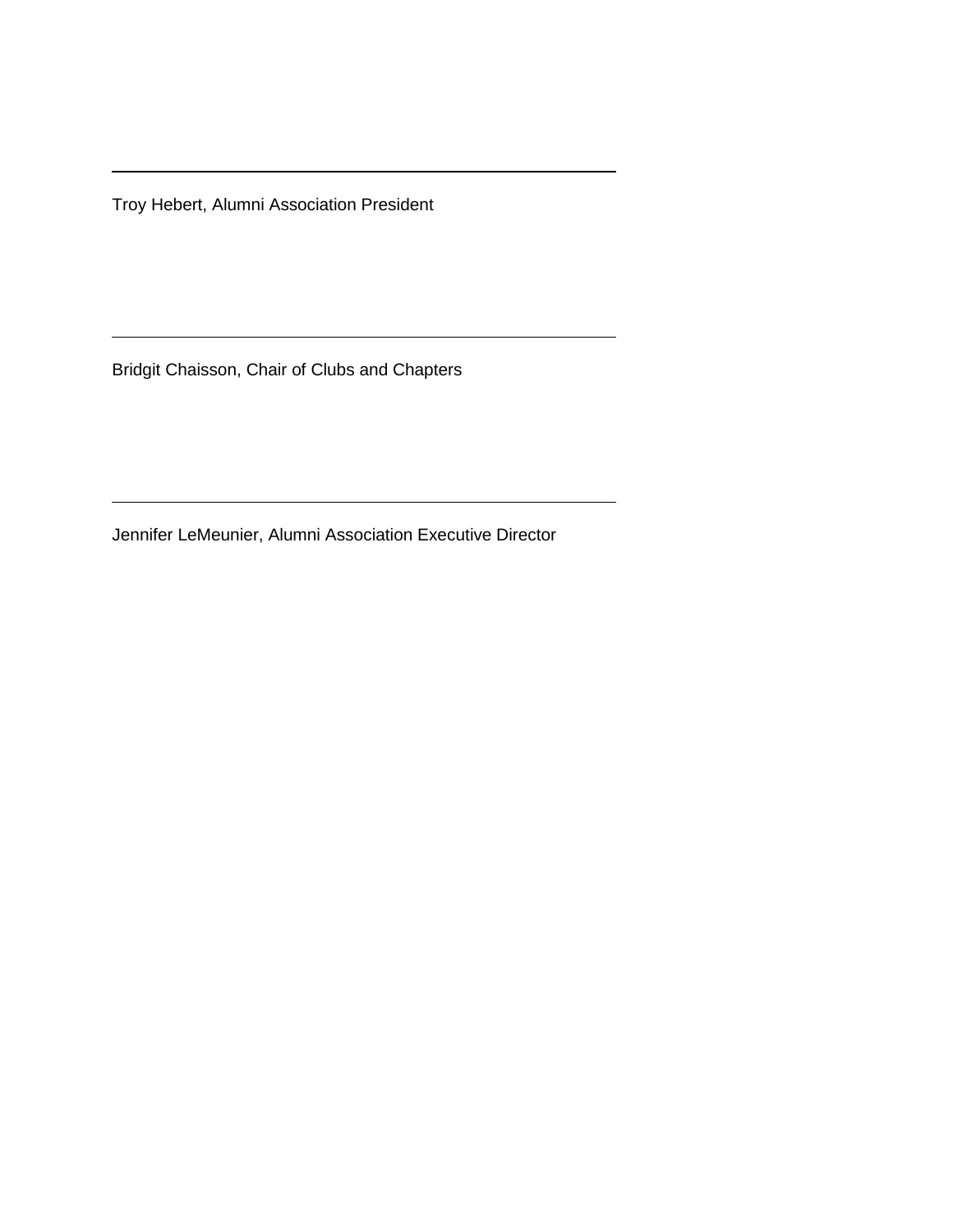\_\_\_\_\_\_\_\_\_\_\_\_\_\_\_\_\_\_\_\_\_\_\_\_\_\_\_\_\_\_\_\_\_\_\_\_\_\_\_\_

Troy Hebert, Alumni Association President

\_\_\_\_\_\_\_\_\_\_\_\_\_\_\_\_\_\_\_\_\_\_\_\_\_\_\_\_\_\_\_\_\_\_\_\_\_\_\_\_

Bridgit Chaisson, Chair of Clubs and Chapters

\_\_\_\_\_\_\_\_\_\_\_\_\_\_\_\_\_\_\_\_\_\_\_\_\_\_\_\_\_\_\_\_\_\_\_\_\_\_\_\_

Jennifer LeMeunier, Alumni Association Executive Director